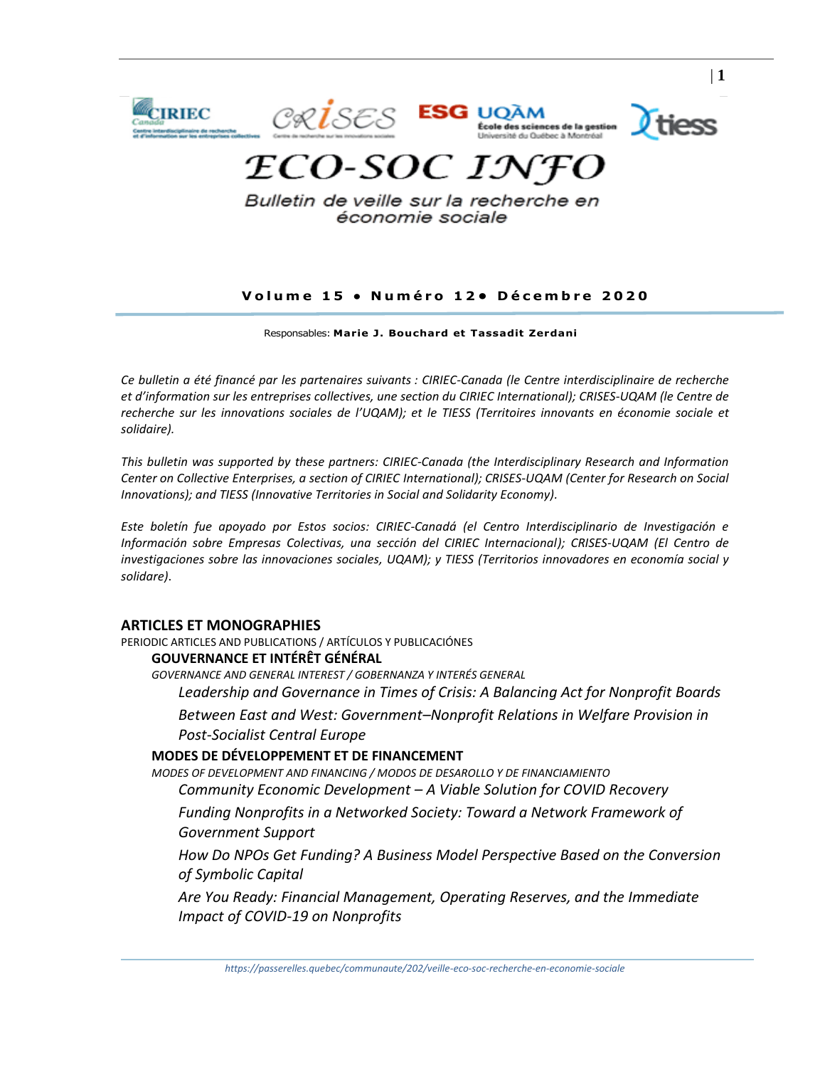# ECO-SOC INFO

*Bulletin de veille sur la recherche en économie sociale*

**Volume 15 • Numéro 12• Décembre 2020**

Responsables: **Marie J. Bouchard et Tassadit Zerdani**

*Ce bulletin a été financé par les partenaires suivants : CIRIEC-Canada (le Centre interdisciplinaire de recherche et d'information sur les entreprises collectives, une section du CIRIEC International); CRISES-UQAM (le Centre de recherche sur les innovations sociales de l'UQAM); et le TIESS (Territoires innovants en économie sociale et solidaire).*

*This bulletin was supported by these partners: CIRIEC-Canada (the Interdisciplinary Research and Information Center on Collective Enterprises, a section of CIRIEC International); CRISES-UQAM (Center for Research on Social Innovations); and TIESS (Innovative Territories in Social and Solidarity Economy).*

*Este boletín fue apoyado por Estos socios: CIRIEC-Canadá (el Centro Interdisciplinario de Investigación e Información sobre Empresas Colectivas, una sección del CIRIEC Internacional); CRISES-UQAM (El Centro de investigaciones sobre las innovaciones sociales, UQAM); y TIESS (Territorios innovadores en economía social y solidare).*

## ARTICLES ET MONOGRAPHIES

PERIODIC ARTICLES AND PUBLICATIONS / ARTÍCULOS Y PUBLICACIÓNES

### GOUVERNANCE ET INTÉRÊT GÉNÉRAL

*GOVERNANCE AND GENERAL INTEREST / GOBERNANZA Y INTERÉS GENERAL*

- *Leadership and Governance in Times of Crisis: A Balancing Act for Nonprofit Boards*
- *Between East and West: Government–Nonprofit Relations in Welfare Provision in Post-Socialist Central Europe*

### MODES DE DÉVELOPPEMENT ET DE FINANCEMENT

*MODES OF DEVELOPMENT AND FINANCING / MODOS DE DESAROLLO Y DE FINANCIAMIENTO*

- *Community Economic Development – A Viable Solution for COVID Recovery*
- *Funding Nonprofits in a Networked Society: Toward a Network Framework of Government Support*
- *How Do NPOs Get Funding? A Business Model Perspective Based on the Conversion of Symbolic Capital*
- *Are You Ready: Financial Management, Operating Reserves, and the Immediate Impact of COVID-19 on Nonprofits*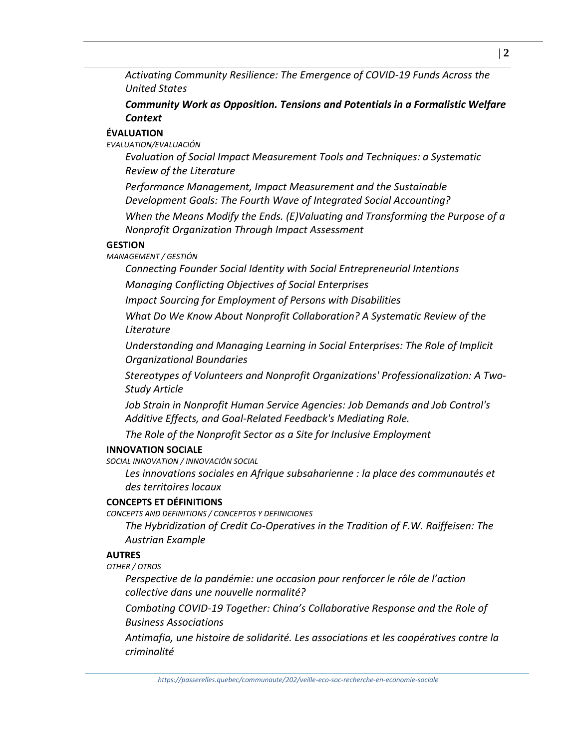*Activating Community Resilience: The Emergence of COVID-19 Funds Across the United States*

***Community Work as Opposition. Tensions and Potentials in a Formalistic Welfare Context***

**ÉVALUATION**

*EVALUATION/EVALUACIÓN*

*Evaluation of Social Impact Measurement Tools and Techniques: a Systematic Review of the Literature*

*Performance Management, Impact Measurement and the Sustainable Development Goals: The Fourth Wave of Integrated Social Accounting?*

*When the Means Modify the Ends. (E)Valuating and Transforming the Purpose of a Nonprofit Organization Through Impact Assessment*

**GESTION**

*MANAGEMENT / GESTIÓN*

*Connecting Founder Social Identity with Social Entrepreneurial Intentions*

*Managing Conflicting Objectives of Social Enterprises*

*Impact Sourcing for Employment of Persons with Disabilities*

*What Do We Know About Nonprofit Collaboration? A Systematic Review of the Literature*

*Understanding and Managing Learning in Social Enterprises: The Role of Implicit Organizational Boundaries*

*Stereotypes of Volunteers and Nonprofit Organizations' Professionalization: A Two-Study Article*

*Job Strain in Nonprofit Human Service Agencies: Job Demands and Job Control's Additive Effects, and Goal-Related Feedback's Mediating Role.*

*The Role of the Nonprofit Sector as a Site for Inclusive Employment*

**INNOVATION SOCIALE**

*SOCIAL INNOVATION / INNOVACIÓN SOCIAL*

*Les innovations sociales en Afrique subsaharienne : la place des communautés et des territoires locaux*

**CONCEPTS ET DÉFINITIONS**

*CONCEPTS AND DEFINITIONS / CONCEPTOS Y DEFINICIONES*

*The Hybridization of Credit Co-Operatives in the Tradition of F.W. Raiffeisen: The Austrian Example*

**AUTRES**

*OTHER / OTROS*

*Perspective de la pandémie: une occasion pour renforcer le rôle de l'action collective dans une nouvelle normalité?*

*Combating COVID-19 Together: China's Collaborative Response and the Role of Business Associations*

*Antimafia, une histoire de solidarité. Les associations et les coopératives contre la criminalité*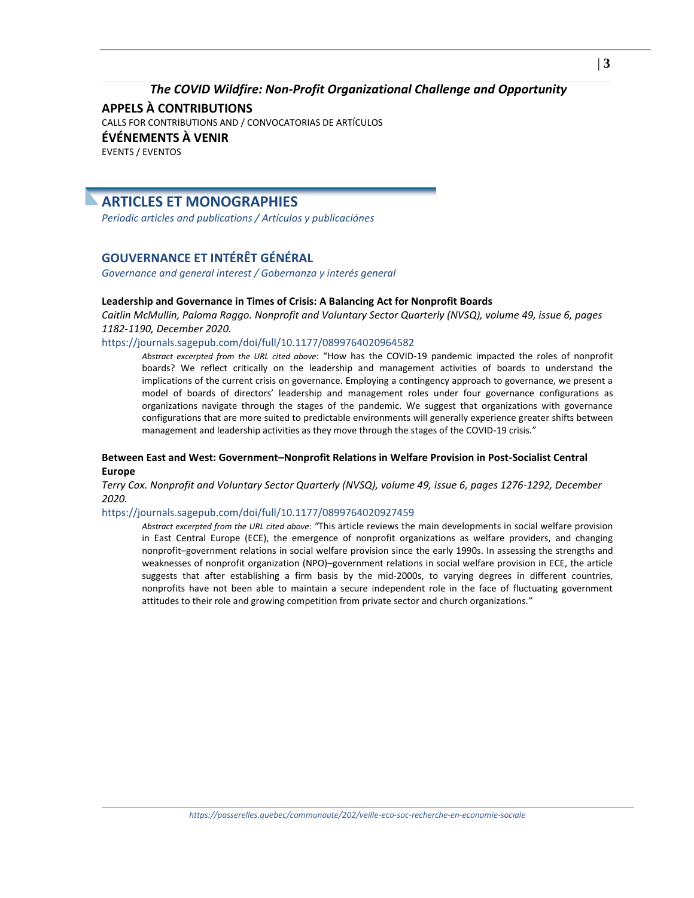*The COVID Wildfire: Non-Profit Organizational Challenge and Opportunity*

**APPELS À CONTRIBUTIONS**

CALLS FOR CONTRIBUTIONS AND / CONVOCATORIAS DE ARTÍCULOS

**ÉVÉNEMENTS À VENIR**

EVENTS / EVENTOS

# ARTICLES ET MONOGRAPHIES

*Periodic articles and publications / Artículos y publicaciónes*

## GOUVERNANCE ET INTÉRÊT GÉNÉRAL

*Governance and general interest / Gobernanza y interés general*

**Leadership and Governance in Times of Crisis: A Balancing Act for Nonprofit Boards**

*Caitlin McMullin, Paloma Raggo. Nonprofit and Voluntary Sector Quarterly (NVSQ), volume 49, issue 6, pages 1182-1190, December 2020.*

https://journals.sagepub.com/doi/full/10.1177/0899764020964582

> *Abstract excerpted from the URL cited above*: "How has the COVID-19 pandemic impacted the roles of nonprofit boards? We reflect critically on the leadership and management activities of boards to understand the implications of the current crisis on governance. Employing a contingency approach to governance, we present a model of boards of directors' leadership and management roles under four governance configurations as organizations navigate through the stages of the pandemic. We suggest that organizations with governance configurations that are more suited to predictable environments will generally experience greater shifts between management and leadership activities as they move through the stages of the COVID-19 crisis."

**Between East and West: Government–Nonprofit Relations in Welfare Provision in Post-Socialist Central Europe**

*Terry Cox. Nonprofit and Voluntary Sector Quarterly (NVSQ), volume 49, issue 6, pages 1276-1292, December 2020.*

https://journals.sagepub.com/doi/full/10.1177/0899764020927459

> *Abstract excerpted from the URL cited above: "*This article reviews the main developments in social welfare provision in East Central Europe (ECE), the emergence of nonprofit organizations as welfare providers, and changing nonprofit–government relations in social welfare provision since the early 1990s. In assessing the strengths and weaknesses of nonprofit organization (NPO)–government relations in social welfare provision in ECE, the article suggests that after establishing a firm basis by the mid-2000s, to varying degrees in different countries, nonprofits have not been able to maintain a secure independent role in the face of fluctuating government attitudes to their role and growing competition from private sector and church organizations."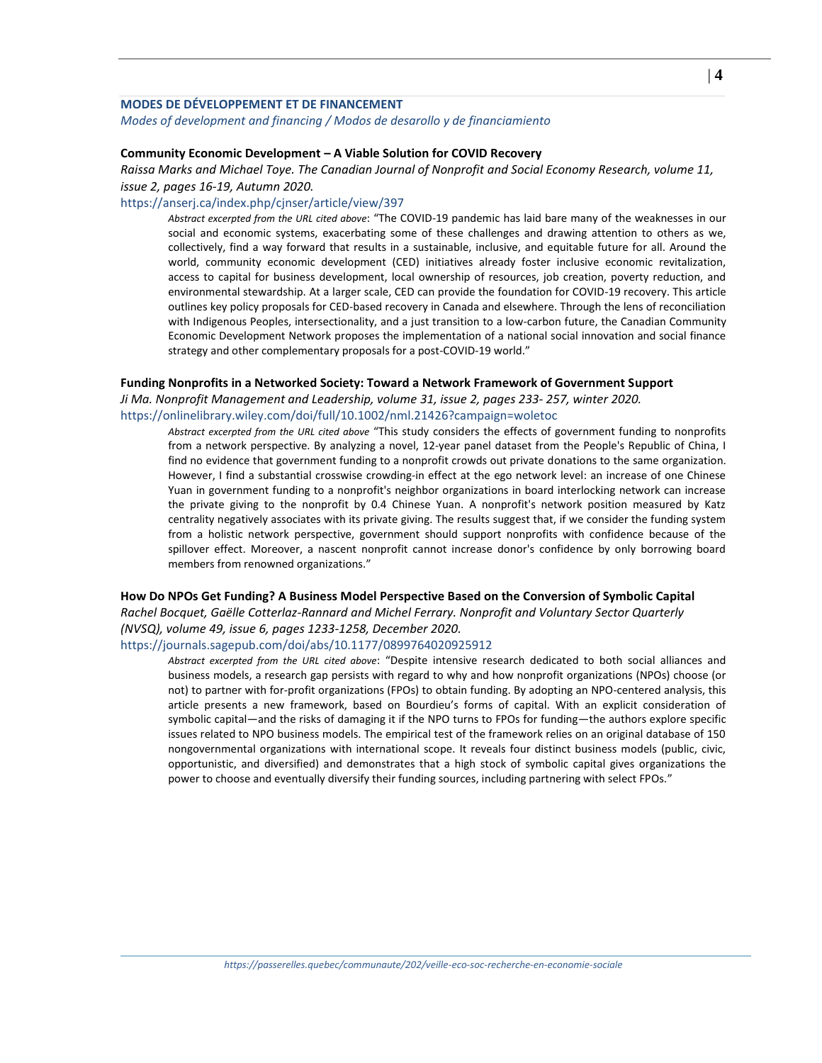## MODES DE DÉVELOPPEMENT ET DE FINANCEMENT

*Modes of development and financing / Modos de desarollo y de financiamiento*

### Community Economic Development – A Viable Solution for COVID Recovery

*Raissa Marks and Michael Toye. The Canadian Journal of Nonprofit and Social Economy Research, volume 11, issue 2, pages 16-19, Autumn 2020.*

https://anserj.ca/index.php/cjnser/article/view/397

> *Abstract excerpted from the URL cited above*: "The COVID-19 pandemic has laid bare many of the weaknesses in our social and economic systems, exacerbating some of these challenges and drawing attention to others as we, collectively, find a way forward that results in a sustainable, inclusive, and equitable future for all. Around the world, community economic development (CED) initiatives already foster inclusive economic revitalization, access to capital for business development, local ownership of resources, job creation, poverty reduction, and environmental stewardship. At a larger scale, CED can provide the foundation for COVID-19 recovery. This article outlines key policy proposals for CED-based recovery in Canada and elsewhere. Through the lens of reconciliation with Indigenous Peoples, intersectionality, and a just transition to a low-carbon future, the Canadian Community Economic Development Network proposes the implementation of a national social innovation and social finance strategy and other complementary proposals for a post-COVID-19 world."

### Funding Nonprofits in a Networked Society: Toward a Network Framework of Government Support

*Ji Ma. Nonprofit Management and Leadership, volume 31, issue 2, pages 233- 257, winter 2020.*

https://onlinelibrary.wiley.com/doi/full/10.1002/nml.21426?campaign=woletoc

> *Abstract excerpted from the URL cited above* "This study considers the effects of government funding to nonprofits from a network perspective. By analyzing a novel, 12-year panel dataset from the People's Republic of China, I find no evidence that government funding to a nonprofit crowds out private donations to the same organization. However, I find a substantial crosswise crowding-in effect at the ego network level: an increase of one Chinese Yuan in government funding to a nonprofit's neighbor organizations in board interlocking network can increase the private giving to the nonprofit by 0.4 Chinese Yuan. A nonprofit's network position measured by Katz centrality negatively associates with its private giving. The results suggest that, if we consider the funding system from a holistic network perspective, government should support nonprofits with confidence because of the spillover effect. Moreover, a nascent nonprofit cannot increase donor's confidence by only borrowing board members from renowned organizations."

### How Do NPOs Get Funding? A Business Model Perspective Based on the Conversion of Symbolic Capital

*Rachel Bocquet, Gaëlle Cotterlaz-Rannard and Michel Ferrary. Nonprofit and Voluntary Sector Quarterly (NVSQ), volume 49, issue 6, pages 1233-1258, December 2020.*

https://journals.sagepub.com/doi/abs/10.1177/0899764020925912

> *Abstract excerpted from the URL cited above*: "Despite intensive research dedicated to both social alliances and business models, a research gap persists with regard to why and how nonprofit organizations (NPOs) choose (or not) to partner with for-profit organizations (FPOs) to obtain funding. By adopting an NPO-centered analysis, this article presents a new framework, based on Bourdieu's forms of capital. With an explicit consideration of symbolic capital—and the risks of damaging it if the NPO turns to FPOs for funding—the authors explore specific issues related to NPO business models. The empirical test of the framework relies on an original database of 150 nongovernmental organizations with international scope. It reveals four distinct business models (public, civic, opportunistic, and diversified) and demonstrates that a high stock of symbolic capital gives organizations the power to choose and eventually diversify their funding sources, including partnering with select FPOs."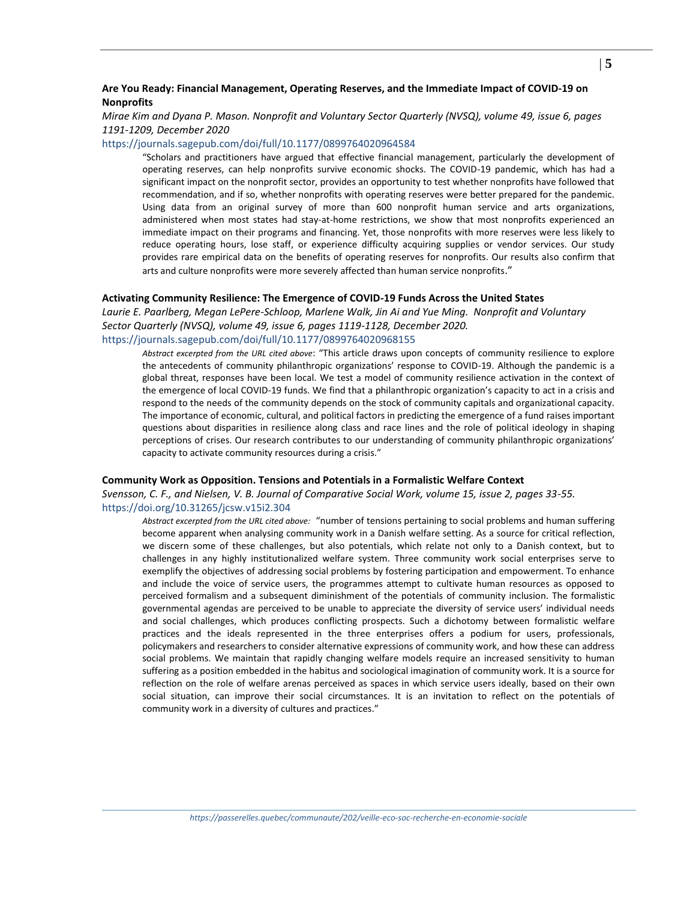**Are You Ready: Financial Management, Operating Reserves, and the Immediate Impact of COVID-19 on Nonprofits**

*Mirae Kim and Dyana P. Mason. Nonprofit and Voluntary Sector Quarterly (NVSQ), volume 49, issue 6, pages 1191-1209, December 2020*

https://journals.sagepub.com/doi/full/10.1177/0899764020964584

> "Scholars and practitioners have argued that effective financial management, particularly the development of operating reserves, can help nonprofits survive economic shocks. The COVID-19 pandemic, which has had a significant impact on the nonprofit sector, provides an opportunity to test whether nonprofits have followed that recommendation, and if so, whether nonprofits with operating reserves were better prepared for the pandemic. Using data from an original survey of more than 600 nonprofit human service and arts organizations, administered when most states had stay-at-home restrictions, we show that most nonprofits experienced an immediate impact on their programs and financing. Yet, those nonprofits with more reserves were less likely to reduce operating hours, lose staff, or experience difficulty acquiring supplies or vendor services. Our study provides rare empirical data on the benefits of operating reserves for nonprofits. Our results also confirm that arts and culture nonprofits were more severely affected than human service nonprofits."

**Activating Community Resilience: The Emergence of COVID-19 Funds Across the United States**

*Laurie E. Paarlberg, Megan LePere-Schloop, Marlene Walk, Jin Ai and Yue Ming. Nonprofit and Voluntary Sector Quarterly (NVSQ), volume 49, issue 6, pages 1119-1128, December 2020.*

https://journals.sagepub.com/doi/full/10.1177/0899764020968155

> *Abstract excerpted from the URL cited above*: "This article draws upon concepts of community resilience to explore the antecedents of community philanthropic organizations' response to COVID-19. Although the pandemic is a global threat, responses have been local. We test a model of community resilience activation in the context of the emergence of local COVID-19 funds. We find that a philanthropic organization's capacity to act in a crisis and respond to the needs of the community depends on the stock of community capitals and organizational capacity. The importance of economic, cultural, and political factors in predicting the emergence of a fund raises important questions about disparities in resilience along class and race lines and the role of political ideology in shaping perceptions of crises. Our research contributes to our understanding of community philanthropic organizations' capacity to activate community resources during a crisis."

**Community Work as Opposition. Tensions and Potentials in a Formalistic Welfare Context**

*Svensson, C. F., and Nielsen, V. B. Journal of Comparative Social Work, volume 15, issue 2, pages 33-55.*

https://doi.org/10.31265/jcsw.v15i2.304

> *Abstract excerpted from the URL cited above:* "number of tensions pertaining to social problems and human suffering become apparent when analysing community work in a Danish welfare setting. As a source for critical reflection, we discern some of these challenges, but also potentials, which relate not only to a Danish context, but to challenges in any highly institutionalized welfare system. Three community work social enterprises serve to exemplify the objectives of addressing social problems by fostering participation and empowerment. To enhance and include the voice of service users, the programmes attempt to cultivate human resources as opposed to perceived formalism and a subsequent diminishment of the potentials of community inclusion. The formalistic governmental agendas are perceived to be unable to appreciate the diversity of service users' individual needs and social challenges, which produces conflicting prospects. Such a dichotomy between formalistic welfare practices and the ideals represented in the three enterprises offers a podium for users, professionals, policymakers and researchers to consider alternative expressions of community work, and how these can address social problems. We maintain that rapidly changing welfare models require an increased sensitivity to human suffering as a position embedded in the habitus and sociological imagination of community work. It is a source for reflection on the role of welfare arenas perceived as spaces in which service users ideally, based on their own social situation, can improve their social circumstances. It is an invitation to reflect on the potentials of community work in a diversity of cultures and practices."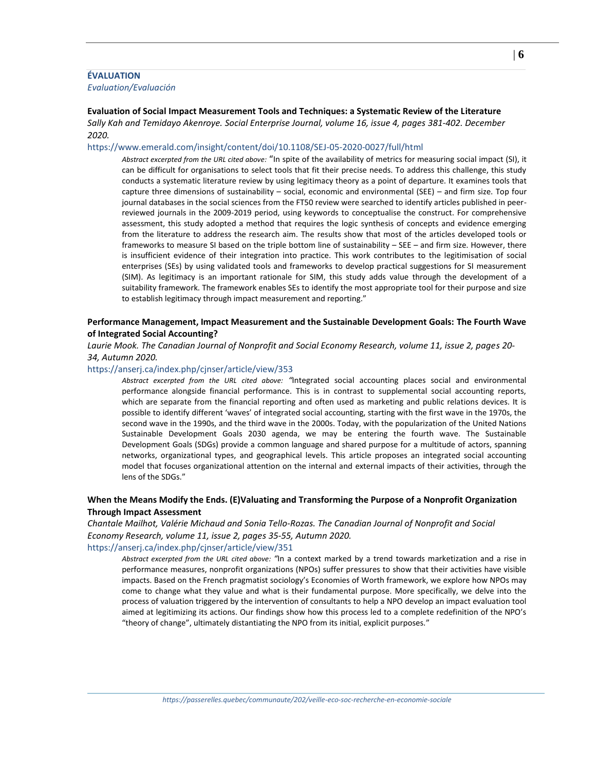## ÉVALUATION

*Evaluation/Evaluación*

**Evaluation of Social Impact Measurement Tools and Techniques: a Systematic Review of the Literature**

*Sally Kah and Temidayo Akenroye. Social Enterprise Journal, volume 16, issue 4, pages 381-402. December 2020.*

https://www.emerald.com/insight/content/doi/10.1108/SEJ-05-2020-0027/full/html

> *Abstract excerpted from the URL cited above:* "In spite of the availability of metrics for measuring social impact (SI), it can be difficult for organisations to select tools that fit their precise needs. To address this challenge, this study conducts a systematic literature review by using legitimacy theory as a point of departure. It examines tools that capture three dimensions of sustainability – social, economic and environmental (SEE) – and firm size. Top four journal databases in the social sciences from the FT50 review were searched to identify articles published in peer-reviewed journals in the 2009-2019 period, using keywords to conceptualise the construct. For comprehensive assessment, this study adopted a method that requires the logic synthesis of concepts and evidence emerging from the literature to address the research aim. The results show that most of the articles developed tools or frameworks to measure SI based on the triple bottom line of sustainability – SEE – and firm size. However, there is insufficient evidence of their integration into practice. This work contributes to the legitimisation of social enterprises (SEs) by using validated tools and frameworks to develop practical suggestions for SI measurement (SIM). As legitimacy is an important rationale for SIM, this study adds value through the development of a suitability framework. The framework enables SEs to identify the most appropriate tool for their purpose and size to establish legitimacy through impact measurement and reporting."

**Performance Management, Impact Measurement and the Sustainable Development Goals: The Fourth Wave of Integrated Social Accounting?**

*Laurie Mook. The Canadian Journal of Nonprofit and Social Economy Research, volume 11, issue 2, pages 20-34, Autumn 2020.*

https://anserj.ca/index.php/cjnser/article/view/353

> *Abstract excerpted from the URL cited above:* "Integrated social accounting places social and environmental performance alongside financial performance. This is in contrast to supplemental social accounting reports, which are separate from the financial reporting and often used as marketing and public relations devices. It is possible to identify different 'waves' of integrated social accounting, starting with the first wave in the 1970s, the second wave in the 1990s, and the third wave in the 2000s. Today, with the popularization of the United Nations Sustainable Development Goals 2030 agenda, we may be entering the fourth wave. The Sustainable Development Goals (SDGs) provide a common language and shared purpose for a multitude of actors, spanning networks, organizational types, and geographical levels. This article proposes an integrated social accounting model that focuses organizational attention on the internal and external impacts of their activities, through the lens of the SDGs."

**When the Means Modify the Ends. (E)Valuating and Transforming the Purpose of a Nonprofit Organization Through Impact Assessment**

*Chantale Mailhot, Valérie Michaud and Sonia Tello-Rozas. The Canadian Journal of Nonprofit and Social Economy Research, volume 11, issue 2, pages 35-55, Autumn 2020.*

https://anserj.ca/index.php/cjnser/article/view/351

> *Abstract excerpted from the URL cited above:* "In a context marked by a trend towards marketization and a rise in performance measures, nonprofit organizations (NPOs) suffer pressures to show that their activities have visible impacts. Based on the French pragmatist sociology's Economies of Worth framework, we explore how NPOs may come to change what they value and what is their fundamental purpose. More specifically, we delve into the process of valuation triggered by the intervention of consultants to help a NPO develop an impact evaluation tool aimed at legitimizing its actions. Our findings show how this process led to a complete redefinition of the NPO's "theory of change", ultimately distantiating the NPO from its initial, explicit purposes."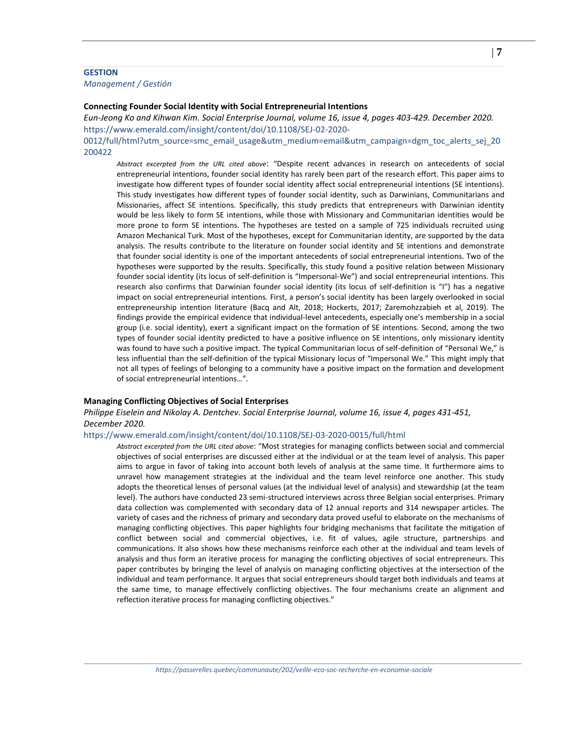**GESTION**

*Management / Gestión*

### Connecting Founder Social Identity with Social Entrepreneurial Intentions

*Eun-Jeong Ko and Kihwan Kim. Social Enterprise Journal, volume 16, issue 4, pages 403-429. December 2020.*

https://www.emerald.com/insight/content/doi/10.1108/SEJ-02-2020-0012/full/html?utm_source=smc_email_usage&utm_medium=email&utm_campaign=dgm_toc_alerts_sej_20200422

*Abstract excerpted from the URL cited above*: "Despite recent advances in research on antecedents of social entrepreneurial intentions, founder social identity has rarely been part of the research effort. This paper aims to investigate how different types of founder social identity affect social entrepreneurial intentions (SE intentions). This study investigates how different types of founder social identity, such as Darwinians, Communitarians and Missionaries, affect SE intentions. Specifically, this study predicts that entrepreneurs with Darwinian identity would be less likely to form SE intentions, while those with Missionary and Communitarian identities would be more prone to form SE intentions. The hypotheses are tested on a sample of 725 individuals recruited using Amazon Mechanical Turk. Most of the hypotheses, except for Communitarian identity, are supported by the data analysis. The results contribute to the literature on founder social identity and SE intentions and demonstrate that founder social identity is one of the important antecedents of social entrepreneurial intentions. Two of the hypotheses were supported by the results. Specifically, this study found a positive relation between Missionary founder social identity (its locus of self-definition is "Impersonal-We") and social entrepreneurial intentions. This research also confirms that Darwinian founder social identity (its locus of self-definition is "I") has a negative impact on social entrepreneurial intentions. First, a person's social identity has been largely overlooked in social entrepreneurship intention literature (Bacq and Alt, 2018; Hockerts, 2017; Zaremohzzabieh et al, 2019). The findings provide the empirical evidence that individual-level antecedents, especially one's membership in a social group (i.e. social identity), exert a significant impact on the formation of SE intentions. Second, among the two types of founder social identity predicted to have a positive influence on SE intentions, only missionary identity was found to have such a positive impact. The typical Communitarian locus of self-definition of "Personal We," is less influential than the self-definition of the typical Missionary locus of "Impersonal We." This might imply that not all types of feelings of belonging to a community have a positive impact on the formation and development of social entrepreneurial intentions…".

### Managing Conflicting Objectives of Social Enterprises

*Philippe Eiselein and Nikolay A. Dentchev. Social Enterprise Journal, volume 16, issue 4, pages 431-451, December 2020.*

https://www.emerald.com/insight/content/doi/10.1108/SEJ-03-2020-0015/full/html

*Abstract excerpted from the URL cited above*: "Most strategies for managing conflicts between social and commercial objectives of social enterprises are discussed either at the individual or at the team level of analysis. This paper aims to argue in favor of taking into account both levels of analysis at the same time. It furthermore aims to unravel how management strategies at the individual and the team level reinforce one another. This study adopts the theoretical lenses of personal values (at the individual level of analysis) and stewardship (at the team level). The authors have conducted 23 semi-structured interviews across three Belgian social enterprises. Primary data collection was complemented with secondary data of 12 annual reports and 314 newspaper articles. The variety of cases and the richness of primary and secondary data proved useful to elaborate on the mechanisms of managing conflicting objectives. This paper highlights four bridging mechanisms that facilitate the mitigation of conflict between social and commercial objectives, i.e. fit of values, agile structure, partnerships and communications. It also shows how these mechanisms reinforce each other at the individual and team levels of analysis and thus form an iterative process for managing the conflicting objectives of social entrepreneurs. This paper contributes by bringing the level of analysis on managing conflicting objectives at the intersection of the individual and team performance. It argues that social entrepreneurs should target both individuals and teams at the same time, to manage effectively conflicting objectives. The four mechanisms create an alignment and reflection iterative process for managing conflicting objectives."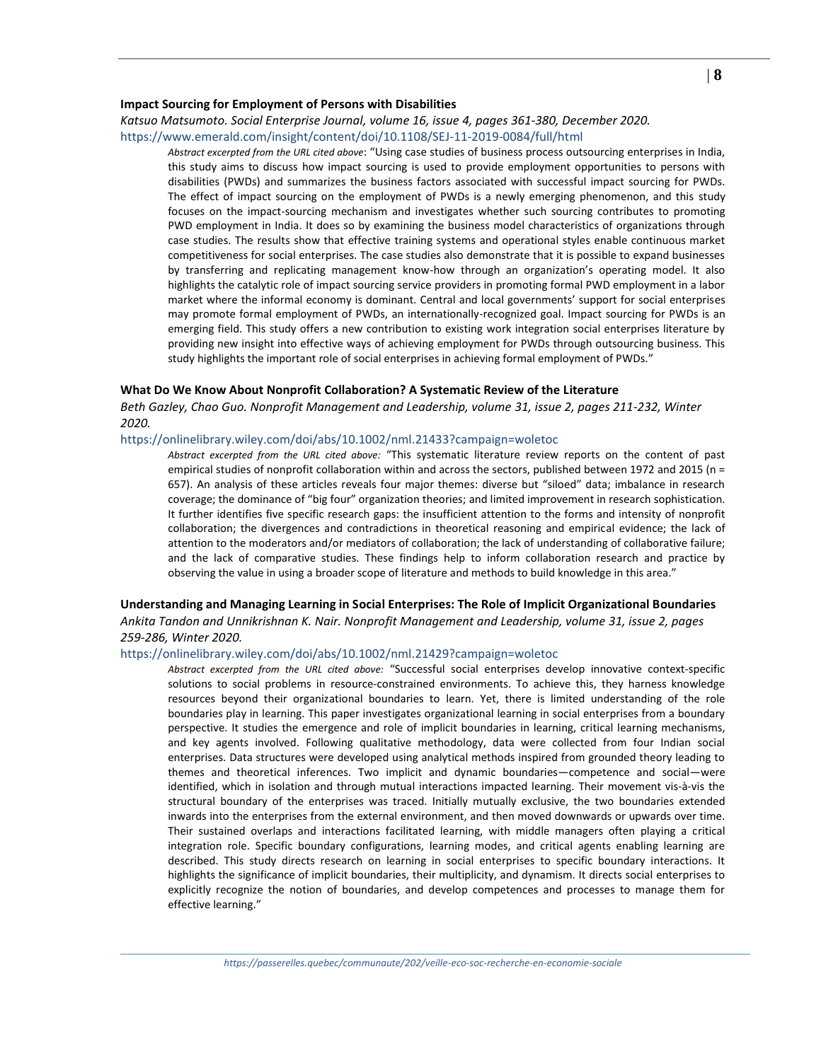**Impact Sourcing for Employment of Persons with Disabilities**

*Katsuo Matsumoto. Social Enterprise Journal, volume 16, issue 4, pages 361-380, December 2020.*
https://www.emerald.com/insight/content/doi/10.1108/SEJ-11-2019-0084/full/html

> *Abstract excerpted from the URL cited above*: "Using case studies of business process outsourcing enterprises in India, this study aims to discuss how impact sourcing is used to provide employment opportunities to persons with disabilities (PWDs) and summarizes the business factors associated with successful impact sourcing for PWDs. The effect of impact sourcing on the employment of PWDs is a newly emerging phenomenon, and this study focuses on the impact-sourcing mechanism and investigates whether such sourcing contributes to promoting PWD employment in India. It does so by examining the business model characteristics of organizations through case studies. The results show that effective training systems and operational styles enable continuous market competitiveness for social enterprises. The case studies also demonstrate that it is possible to expand businesses by transferring and replicating management know-how through an organization's operating model. It also highlights the catalytic role of impact sourcing service providers in promoting formal PWD employment in a labor market where the informal economy is dominant. Central and local governments' support for social enterprises may promote formal employment of PWDs, an internationally-recognized goal. Impact sourcing for PWDs is an emerging field. This study offers a new contribution to existing work integration social enterprises literature by providing new insight into effective ways of achieving employment for PWDs through outsourcing business. This study highlights the important role of social enterprises in achieving formal employment of PWDs."

**What Do We Know About Nonprofit Collaboration? A Systematic Review of the Literature**

*Beth Gazley, Chao Guo. Nonprofit Management and Leadership, volume 31, issue 2, pages 211-232, Winter 2020.*
https://onlinelibrary.wiley.com/doi/abs/10.1002/nml.21433?campaign=woletoc

> *Abstract excerpted from the URL cited above:* "This systematic literature review reports on the content of past empirical studies of nonprofit collaboration within and across the sectors, published between 1972 and 2015 (n = 657). An analysis of these articles reveals four major themes: diverse but "siloed" data; imbalance in research coverage; the dominance of "big four" organization theories; and limited improvement in research sophistication. It further identifies five specific research gaps: the insufficient attention to the forms and intensity of nonprofit collaboration; the divergences and contradictions in theoretical reasoning and empirical evidence; the lack of attention to the moderators and/or mediators of collaboration; the lack of understanding of collaborative failure; and the lack of comparative studies. These findings help to inform collaboration research and practice by observing the value in using a broader scope of literature and methods to build knowledge in this area."

**Understanding and Managing Learning in Social Enterprises: The Role of Implicit Organizational Boundaries**

*Ankita Tandon and Unnikrishnan K. Nair. Nonprofit Management and Leadership, volume 31, issue 2, pages 259-286, Winter 2020.*
https://onlinelibrary.wiley.com/doi/abs/10.1002/nml.21429?campaign=woletoc

> *Abstract excerpted from the URL cited above:* "Successful social enterprises develop innovative context-specific solutions to social problems in resource-constrained environments. To achieve this, they harness knowledge resources beyond their organizational boundaries to learn. Yet, there is limited understanding of the role boundaries play in learning. This paper investigates organizational learning in social enterprises from a boundary perspective. It studies the emergence and role of implicit boundaries in learning, critical learning mechanisms, and key agents involved. Following qualitative methodology, data were collected from four Indian social enterprises. Data structures were developed using analytical methods inspired from grounded theory leading to themes and theoretical inferences. Two implicit and dynamic boundaries—competence and social—were identified, which in isolation and through mutual interactions impacted learning. Their movement vis-à-vis the structural boundary of the enterprises was traced. Initially mutually exclusive, the two boundaries extended inwards into the enterprises from the external environment, and then moved downwards or upwards over time. Their sustained overlaps and interactions facilitated learning, with middle managers often playing a critical integration role. Specific boundary configurations, learning modes, and critical agents enabling learning are described. This study directs research on learning in social enterprises to specific boundary interactions. It highlights the significance of implicit boundaries, their multiplicity, and dynamism. It directs social enterprises to explicitly recognize the notion of boundaries, and develop competences and processes to manage them for effective learning."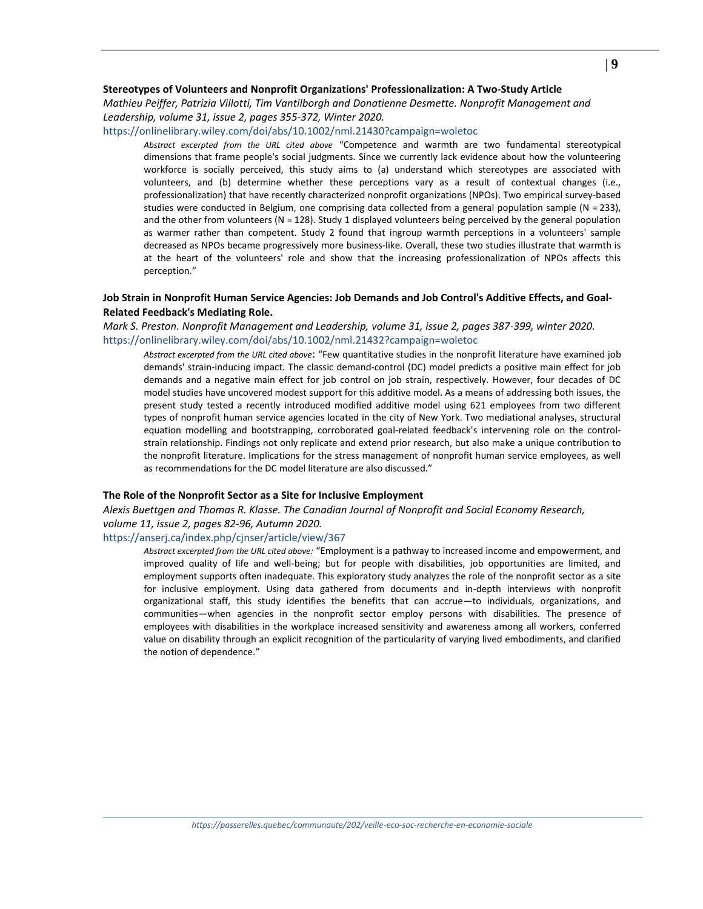**Stereotypes of Volunteers and Nonprofit Organizations' Professionalization: A Two-Study Article**

*Mathieu Peiffer, Patrizia Villotti, Tim Vantilborgh and Donatienne Desmette. Nonprofit Management and Leadership, volume 31, issue 2, pages 355-372, Winter 2020.*

https://onlinelibrary.wiley.com/doi/abs/10.1002/nml.21430?campaign=woletoc

> *Abstract excerpted from the URL cited above* "Competence and warmth are two fundamental stereotypical dimensions that frame people's social judgments. Since we currently lack evidence about how the volunteering workforce is socially perceived, this study aims to (a) understand which stereotypes are associated with volunteers, and (b) determine whether these perceptions vary as a result of contextual changes (i.e., professionalization) that have recently characterized nonprofit organizations (NPOs). Two empirical survey-based studies were conducted in Belgium, one comprising data collected from a general population sample (N = 233), and the other from volunteers (N = 128). Study 1 displayed volunteers being perceived by the general population as warmer rather than competent. Study 2 found that ingroup warmth perceptions in a volunteers' sample decreased as NPOs became progressively more business-like. Overall, these two studies illustrate that warmth is at the heart of the volunteers' role and show that the increasing professionalization of NPOs affects this perception."

**Job Strain in Nonprofit Human Service Agencies: Job Demands and Job Control's Additive Effects, and Goal-Related Feedback's Mediating Role.**

*Mark S. Preston. Nonprofit Management and Leadership, volume 31, issue 2, pages 387-399, winter 2020.*

https://onlinelibrary.wiley.com/doi/abs/10.1002/nml.21432?campaign=woletoc

> *Abstract excerpted from the URL cited above*: "Few quantitative studies in the nonprofit literature have examined job demands' strain-inducing impact. The classic demand-control (DC) model predicts a positive main effect for job demands and a negative main effect for job control on job strain, respectively. However, four decades of DC model studies have uncovered modest support for this additive model. As a means of addressing both issues, the present study tested a recently introduced modified additive model using 621 employees from two different types of nonprofit human service agencies located in the city of New York. Two mediational analyses, structural equation modelling and bootstrapping, corroborated goal-related feedback's intervening role on the control-strain relationship. Findings not only replicate and extend prior research, but also make a unique contribution to the nonprofit literature. Implications for the stress management of nonprofit human service employees, as well as recommendations for the DC model literature are also discussed."

**The Role of the Nonprofit Sector as a Site for Inclusive Employment**

*Alexis Buettgen and Thomas R. Klasse. The Canadian Journal of Nonprofit and Social Economy Research, volume 11, issue 2, pages 82-96, Autumn 2020.*

https://anserj.ca/index.php/cjnser/article/view/367

> *Abstract excerpted from the URL cited above:* "Employment is a pathway to increased income and empowerment, and improved quality of life and well-being; but for people with disabilities, job opportunities are limited, and employment supports often inadequate. This exploratory study analyzes the role of the nonprofit sector as a site for inclusive employment. Using data gathered from documents and in-depth interviews with nonprofit organizational staff, this study identifies the benefits that can accrue—to individuals, organizations, and communities—when agencies in the nonprofit sector employ persons with disabilities. The presence of employees with disabilities in the workplace increased sensitivity and awareness among all workers, conferred value on disability through an explicit recognition of the particularity of varying lived embodiments, and clarified the notion of dependence."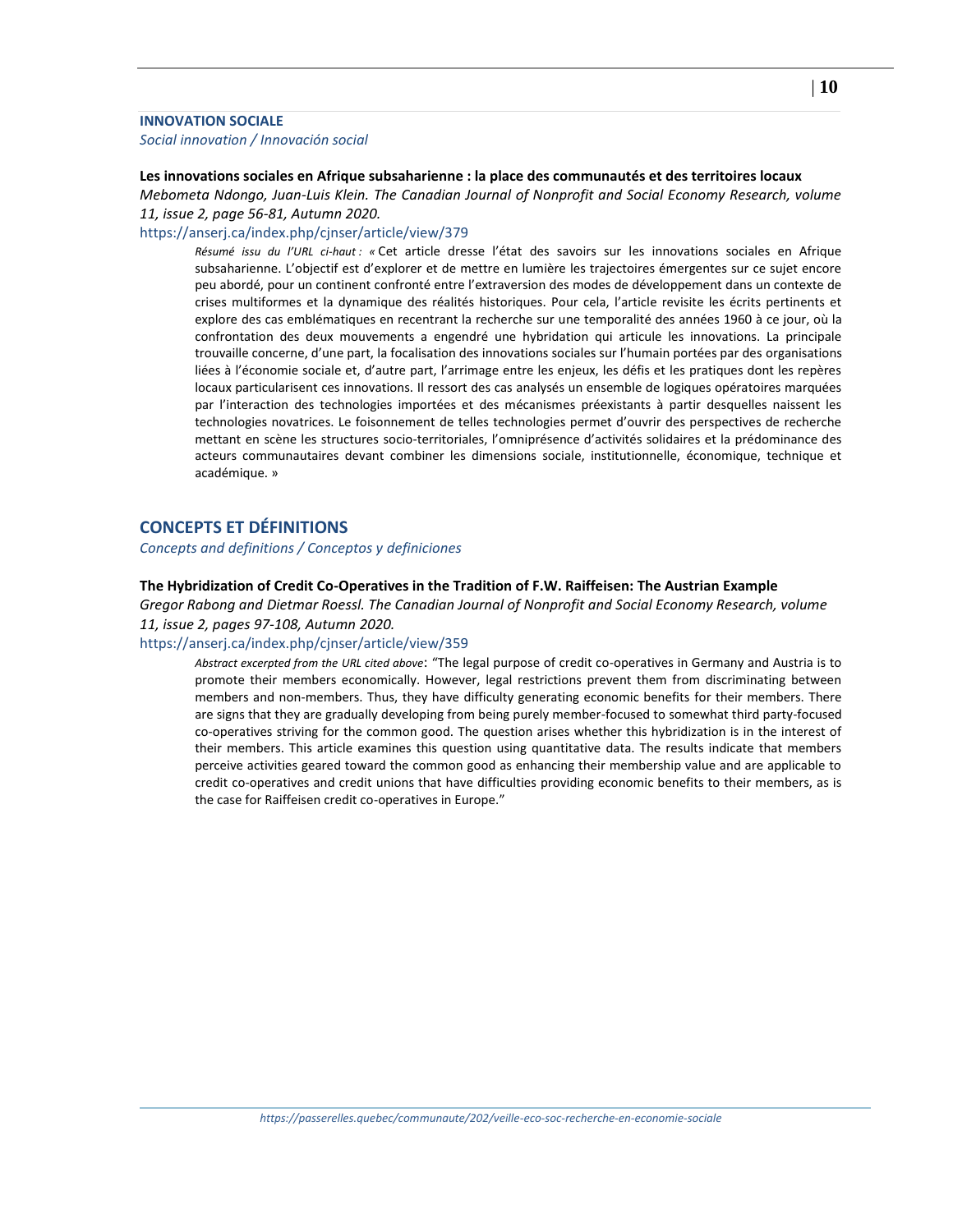### INNOVATION SOCIALE

*Social innovation / Innovación social*

**Les innovations sociales en Afrique subsaharienne : la place des communautés et des territoires locaux**

*Mebometa Ndongo, Juan-Luis Klein. The Canadian Journal of Nonprofit and Social Economy Research, volume 11, issue 2, page 56-81, Autumn 2020.*

https://anserj.ca/index.php/cjnser/article/view/379

> *Résumé issu du l'URL ci-haut : «* Cet article dresse l'état des savoirs sur les innovations sociales en Afrique subsaharienne. L'objectif est d'explorer et de mettre en lumière les trajectoires émergentes sur ce sujet encore peu abordé, pour un continent confronté entre l'extraversion des modes de développement dans un contexte de crises multiformes et la dynamique des réalités historiques. Pour cela, l'article revisite les écrits pertinents et explore des cas emblématiques en recentrant la recherche sur une temporalité des années 1960 à ce jour, où la confrontation des deux mouvements a engendré une hybridation qui articule les innovations. La principale trouvaille concerne, d'une part, la focalisation des innovations sociales sur l'humain portées par des organisations liées à l'économie sociale et, d'autre part, l'arrimage entre les enjeux, les défis et les pratiques dont les repères locaux particularisent ces innovations. Il ressort des cas analysés un ensemble de logiques opératoires marquées par l'interaction des technologies importées et des mécanismes préexistants à partir desquelles naissent les technologies novatrices. Le foisonnement de telles technologies permet d'ouvrir des perspectives de recherche mettant en scène les structures socio-territoriales, l'omniprésence d'activités solidaires et la prédominance des acteurs communautaires devant combiner les dimensions sociale, institutionnelle, économique, technique et académique. »

## CONCEPTS ET DÉFINITIONS

*Concepts and definitions / Conceptos y definiciones*

**The Hybridization of Credit Co-Operatives in the Tradition of F.W. Raiffeisen: The Austrian Example**

*Gregor Rabong and Dietmar Roessl. The Canadian Journal of Nonprofit and Social Economy Research, volume 11, issue 2, pages 97-108, Autumn 2020.*

https://anserj.ca/index.php/cjnser/article/view/359

> *Abstract excerpted from the URL cited above*: "The legal purpose of credit co-operatives in Germany and Austria is to promote their members economically. However, legal restrictions prevent them from discriminating between members and non-members. Thus, they have difficulty generating economic benefits for their members. There are signs that they are gradually developing from being purely member-focused to somewhat third party-focused co-operatives striving for the common good. The question arises whether this hybridization is in the interest of their members. This article examines this question using quantitative data. The results indicate that members perceive activities geared toward the common good as enhancing their membership value and are applicable to credit co-operatives and credit unions that have difficulties providing economic benefits to their members, as is the case for Raiffeisen credit co-operatives in Europe."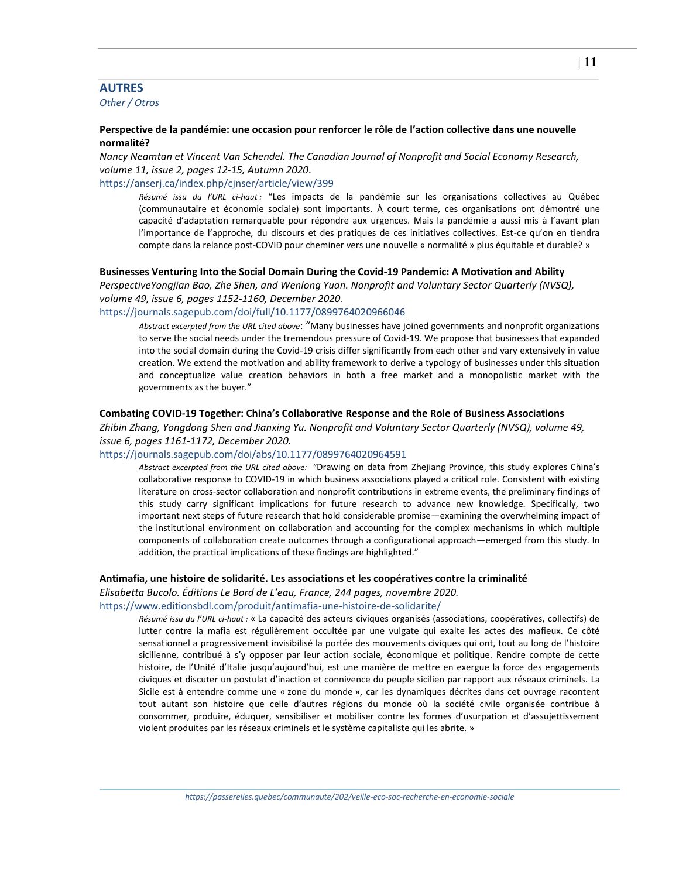## AUTRES

*Other / Otros*

**Perspective de la pandémie: une occasion pour renforcer le rôle de l'action collective dans une nouvelle normalité?**

*Nancy Neamtan et Vincent Van Schendel. The Canadian Journal of Nonprofit and Social Economy Research, volume 11, issue 2, pages 12-15, Autumn 2020.*

https://anserj.ca/index.php/cjnser/article/view/399

> *Résumé issu de l'URL ci-haut :* "Les impacts de la pandémie sur les organisations collectives au Québec (communautaire et économie sociale) sont importants. À court terme, ces organisations ont démontré une capacité d'adaptation remarquable pour répondre aux urgences. Mais la pandémie a aussi mis à l'avant plan l'importance de l'approche, du discours et des pratiques de ces initiatives collectives. Est-ce qu'on en tiendra compte dans la relance post-COVID pour cheminer vers une nouvelle « normalité » plus équitable et durable? »

**Businesses Venturing Into the Social Domain During the Covid-19 Pandemic: A Motivation and Ability**

*PerspectiveYongjian Bao, Zhe Shen, and Wenlong Yuan. Nonprofit and Voluntary Sector Quarterly (NVSQ), volume 49, issue 6, pages 1152-1160, December 2020.*

https://journals.sagepub.com/doi/full/10.1177/0899764020966046

> *Abstract excerpted from the URL cited above*: "Many businesses have joined governments and nonprofit organizations to serve the social needs under the tremendous pressure of Covid-19. We propose that businesses that expanded into the social domain during the Covid-19 crisis differ significantly from each other and vary extensively in value creation. We extend the motivation and ability framework to derive a typology of businesses under this situation and conceptualize value creation behaviors in both a free market and a monopolistic market with the governments as the buyer."

**Combating COVID-19 Together: China's Collaborative Response and the Role of Business Associations**

*Zhibin Zhang, Yongdong Shen and Jianxing Yu. Nonprofit and Voluntary Sector Quarterly (NVSQ), volume 49, issue 6, pages 1161-1172, December 2020.*

https://journals.sagepub.com/doi/abs/10.1177/0899764020964591

> *Abstract excerpted from the URL cited above:* "Drawing on data from Zhejiang Province, this study explores China's collaborative response to COVID-19 in which business associations played a critical role. Consistent with existing literature on cross-sector collaboration and nonprofit contributions in extreme events, the preliminary findings of this study carry significant implications for future research to advance new knowledge. Specifically, two important next steps of future research that hold considerable promise—examining the overwhelming impact of the institutional environment on collaboration and accounting for the complex mechanisms in which multiple components of collaboration create outcomes through a configurational approach—emerged from this study. In addition, the practical implications of these findings are highlighted."

**Antimafia, une histoire de solidarité. Les associations et les coopératives contre la criminalité**

*Elisabetta Bucolo. Éditions Le Bord de L'eau, France, 244 pages, novembre 2020.*

https://www.editionsbdl.com/produit/antimafia-une-histoire-de-solidarite/

> *Résumé issu de l'URL ci-haut :* « La capacité des acteurs civiques organisés (associations, coopératives, collectifs) de lutter contre la mafia est régulièrement occultée par une vulgate qui exalte les actes des mafieux. Ce côté sensationnel a progressivement invisibilisé la portée des mouvements civiques qui ont, tout au long de l'histoire sicilienne, contribué à s'y opposer par leur action sociale, économique et politique. Rendre compte de cette histoire, de l'Unité d'Italie jusqu'aujourd'hui, est une manière de mettre en exergue la force des engagements civiques et discuter un postulat d'inaction et connivence du peuple sicilien par rapport aux réseaux criminels. La Sicile est à entendre comme une « zone du monde », car les dynamiques décrites dans cet ouvrage racontent tout autant son histoire que celle d'autres régions du monde où la société civile organisée contribue à consommer, produire, éduquer, sensibiliser et mobiliser contre les formes d'usurpation et d'assujettissement violent produites par les réseaux criminels et le système capitaliste qui les abrite. »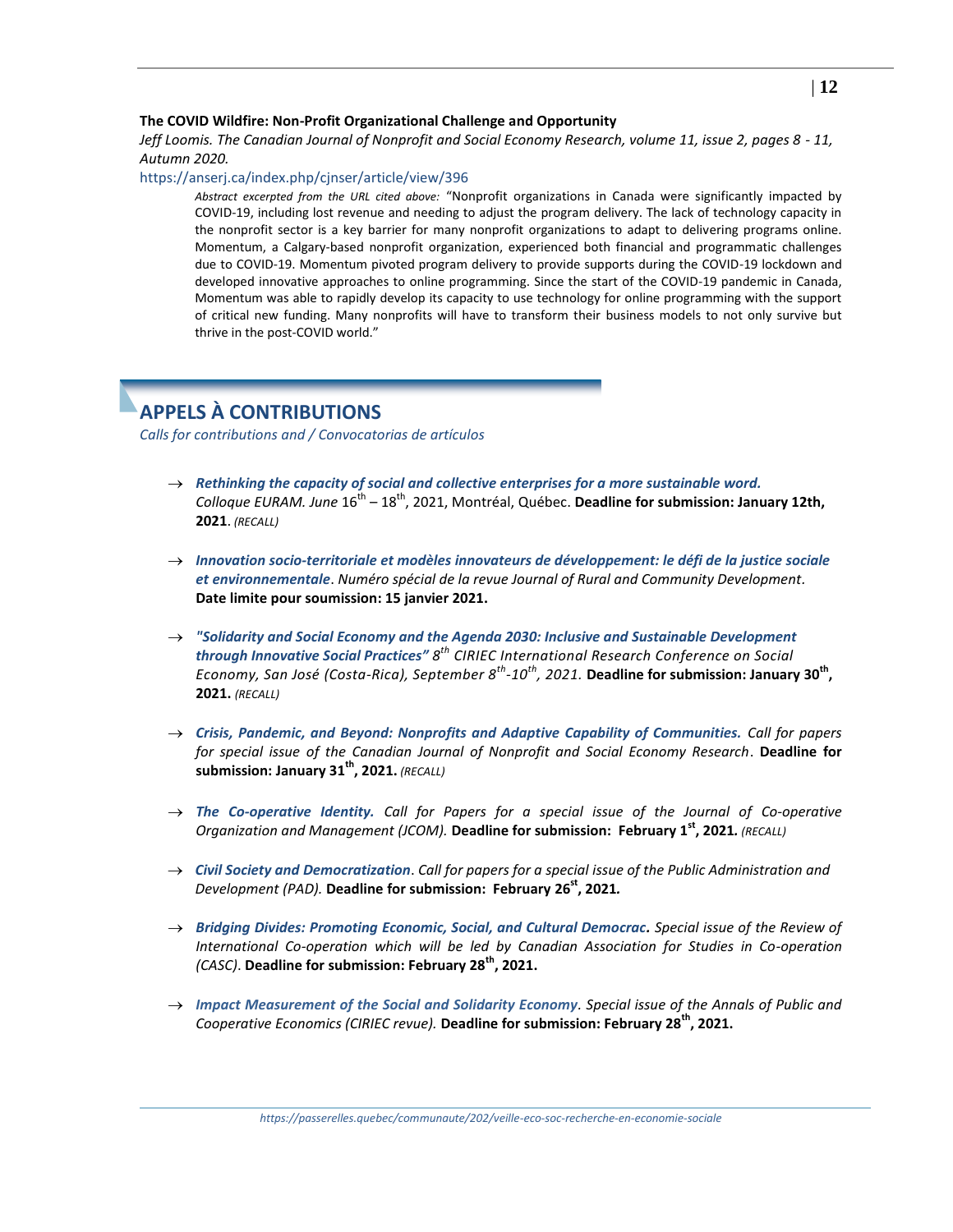**The COVID Wildfire: Non-Profit Organizational Challenge and Opportunity**

*Jeff Loomis. The Canadian Journal of Nonprofit and Social Economy Research, volume 11, issue 2, pages 8 - 11, Autumn 2020.*

https://anserj.ca/index.php/cjnser/article/view/396

> *Abstract excerpted from the URL cited above:* "Nonprofit organizations in Canada were significantly impacted by COVID-19, including lost revenue and needing to adjust the program delivery. The lack of technology capacity in the nonprofit sector is a key barrier for many nonprofit organizations to adapt to delivering programs online. Momentum, a Calgary-based nonprofit organization, experienced both financial and programmatic challenges due to COVID-19. Momentum pivoted program delivery to provide supports during the COVID-19 lockdown and developed innovative approaches to online programming. Since the start of the COVID-19 pandemic in Canada, Momentum was able to rapidly develop its capacity to use technology for online programming with the support of critical new funding. Many nonprofits will have to transform their business models to not only survive but thrive in the post-COVID world."

## APPELS À CONTRIBUTIONS

*Calls for contributions and / Convocatorias de artículos*

- ***Rethinking the capacity of social and collective enterprises for a more sustainable word.*** *Colloque EURAM. June* 16th – 18th, 2021, Montréal, Québec. **Deadline for submission: January 12th, 2021**. *(RECALL)*

- ***Innovation socio-territoriale et modèles innovateurs de développement: le défi de la justice sociale et environnementale***. *Numéro spécial de la revue Journal of Rural and Community Development*. **Date limite pour soumission: 15 janvier 2021.**

- ***"Solidarity and Social Economy and the Agenda 2030: Inclusive and Sustainable Development through Innovative Social Practices"*** *8th CIRIEC International Research Conference on Social Economy, San José (Costa-Rica), September 8th-10th, 2021.* **Deadline for submission: January 30th, 2021.** *(RECALL)*

- ***Crisis, Pandemic, and Beyond: Nonprofits and Adaptive Capability of Communities.*** *Call for papers for special issue of the Canadian Journal of Nonprofit and Social Economy Research*. **Deadline for submission: January 31th, 2021.** *(RECALL)*

- ***The Co-operative Identity.*** *Call for Papers for a special issue of the Journal of Co-operative Organization and Management (JCOM).* **Deadline for submission: February 1st, 2021.** *(RECALL)*

- ***Civil Society and Democratization***. *Call for papers for a special issue of the Public Administration and Development (PAD).* **Deadline for submission: February 26st, 2021.**

- ***Bridging Divides: Promoting Economic, Social, and Cultural Democrac.*** *Special issue of the Review of International Co-operation which will be led by Canadian Association for Studies in Co-operation (CASC).* **Deadline for submission: February 28th, 2021.**

- ***Impact Measurement of the Social and Solidarity Economy***. *Special issue of the Annals of Public and Cooperative Economics (CIRIEC revue).* **Deadline for submission: February 28th, 2021.**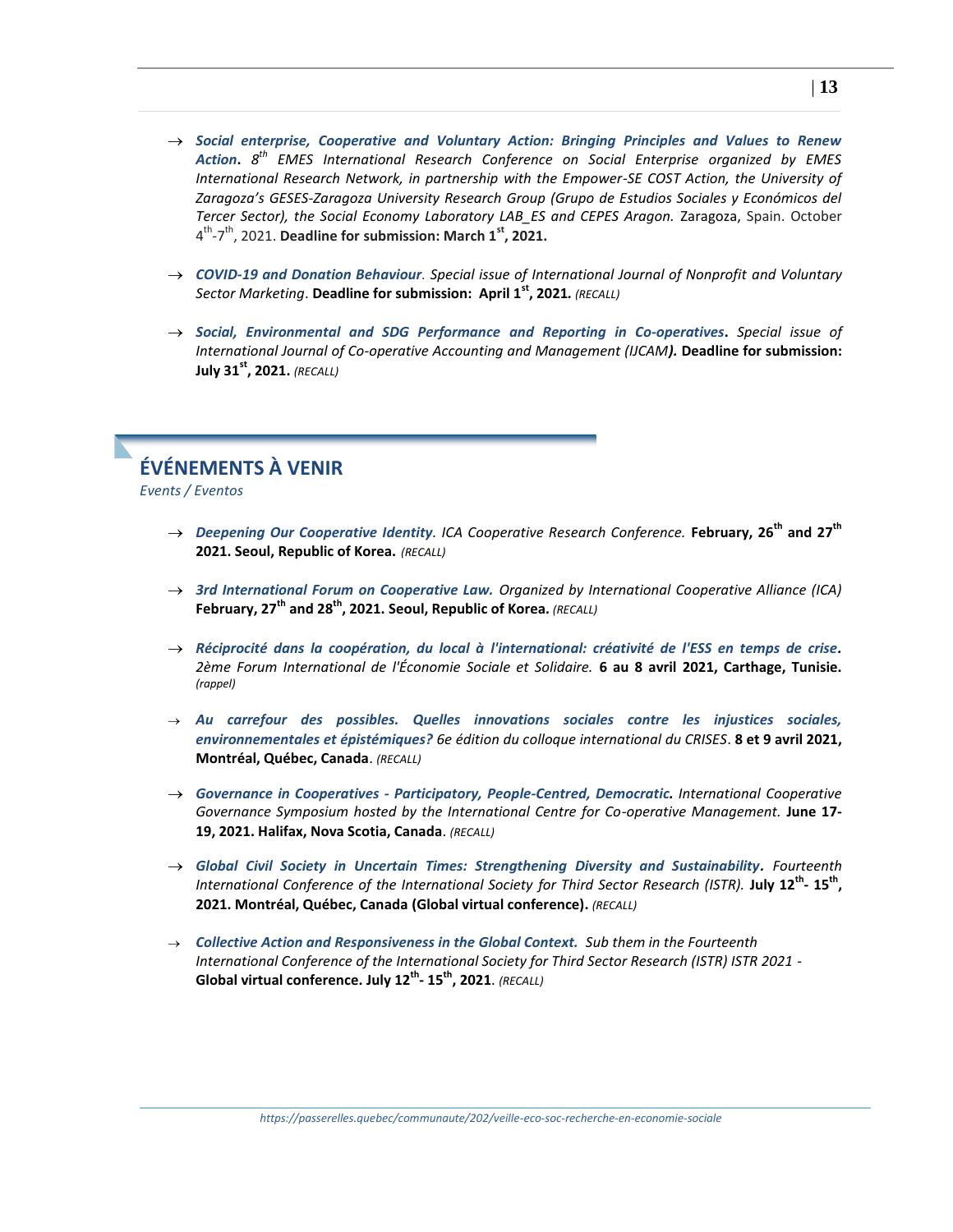- ***Social enterprise, Cooperative and Voluntary Action: Bringing Principles and Values to Renew Action***. *8th EMES International Research Conference on Social Enterprise organized by EMES International Research Network, in partnership with the Empower-SE COST Action, the University of Zaragoza's GESES-Zaragoza University Research Group (Grupo de Estudios Sociales y Económicos del Tercer Sector), the Social Economy Laboratory LAB_ES and CEPES Aragon.* Zaragoza, Spain. October 4th-7th, 2021. **Deadline for submission: March 1st, 2021.**

- ***COVID-19 and Donation Behaviour***. *Special issue of International Journal of Nonprofit and Voluntary Sector Marketing*. **Deadline for submission: April 1st, 2021.** *(RECALL)*

- ***Social, Environmental and SDG Performance and Reporting in Co-operatives***. *Special issue of International Journal of Co-operative Accounting and Management (IJCAM)*. **Deadline for submission: July 31st, 2021.** *(RECALL)*

## ÉVÉNEMENTS À VENIR

*Events / Eventos*

- ***Deepening Our Cooperative Identity***. *ICA Cooperative Research Conference.* **February, 26th and 27th 2021. Seoul, Republic of Korea.** *(RECALL)*

- ***3rd International Forum on Cooperative Law.*** *Organized by International Cooperative Alliance (ICA)* **February, 27th and 28th, 2021. Seoul, Republic of Korea.** *(RECALL)*

- ***Réciprocité dans la coopération, du local à l'international: créativité de l'ESS en temps de crise***. *2ème Forum International de l'Économie Sociale et Solidaire.* **6 au 8 avril 2021, Carthage, Tunisie.** *(rappel)*

- ***Au carrefour des possibles. Quelles innovations sociales contre les injustices sociales, environnementales et épistémiques?*** *6e édition du colloque international du CRISES*. **8 et 9 avril 2021, Montréal, Québec, Canada**. *(RECALL)*

- ***Governance in Cooperatives - Participatory, People-Centred, Democratic***. *International Cooperative Governance Symposium hosted by the International Centre for Co-operative Management.* **June 17-19, 2021. Halifax, Nova Scotia, Canada**. *(RECALL)*

- ***Global Civil Society in Uncertain Times: Strengthening Diversity and Sustainability***. *Fourteenth International Conference of the International Society for Third Sector Research (ISTR).* **July 12th- 15th, 2021. Montréal, Québec, Canada (Global virtual conference).** *(RECALL)*

- ***Collective Action and Responsiveness in the Global Context.*** *Sub them in the Fourteenth International Conference of the International Society for Third Sector Research (ISTR) ISTR 2021 -* **Global virtual conference. July 12th- 15th, 2021**. *(RECALL)*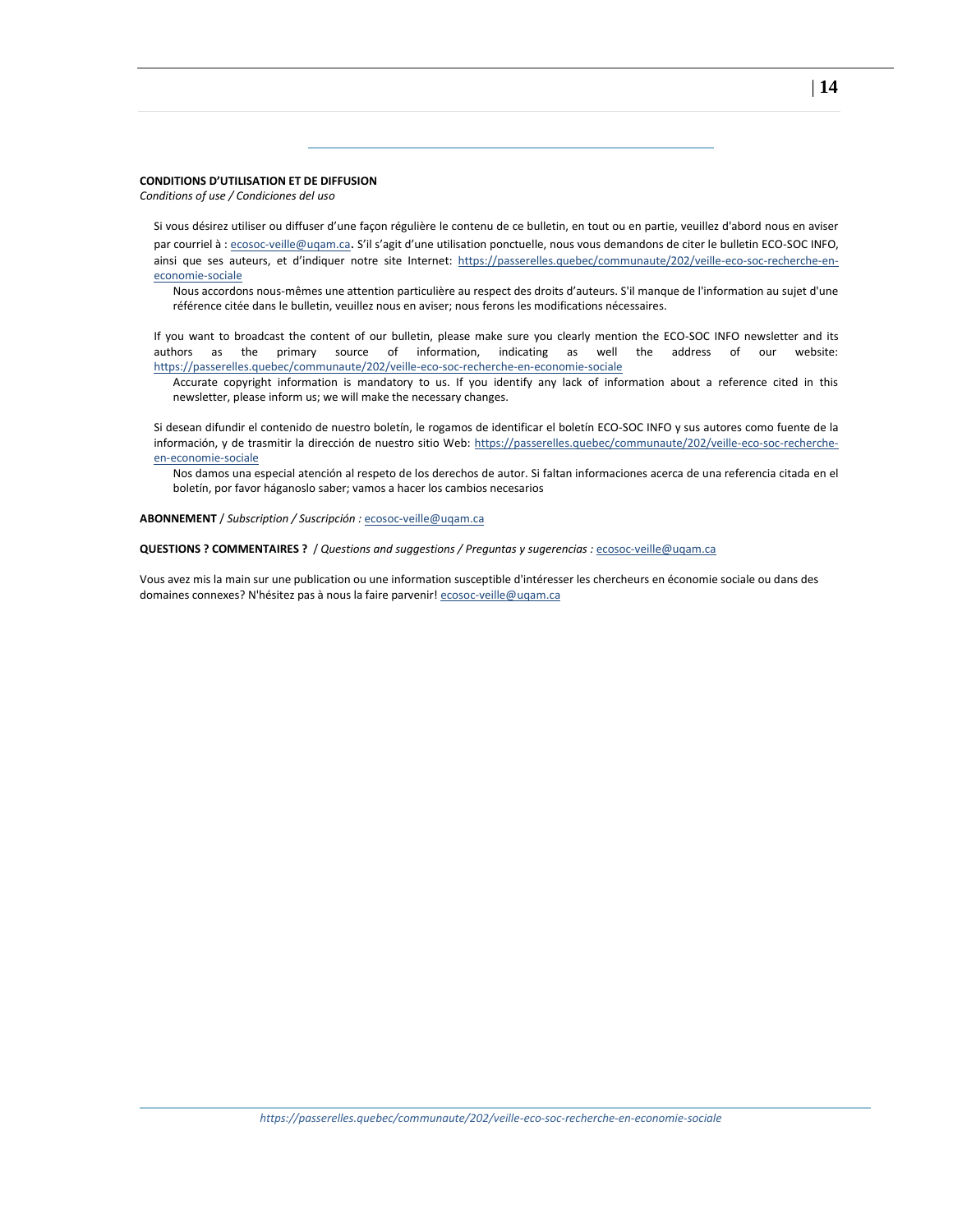**CONDITIONS D'UTILISATION ET DE DIFFUSION**
*Conditions of use / Condiciones del uso*

Si vous désirez utiliser ou diffuser d'une façon régulière le contenu de ce bulletin, en tout ou en partie, veuillez d'abord nous en aviser par courriel à : ecosoc-veille@uqam.ca**.** S'il s'agit d'une utilisation ponctuelle, nous vous demandons de citer le bulletin ECO-SOC INFO, ainsi que ses auteurs, et d'indiquer notre site Internet: https://passerelles.quebec/communaute/202/veille-eco-soc-recherche-en-economie-sociale

Nous accordons nous-mêmes une attention particulière au respect des droits d'auteurs. S'il manque de l'information au sujet d'une référence citée dans le bulletin, veuillez nous en aviser; nous ferons les modifications nécessaires.

If you want to broadcast the content of our bulletin, please make sure you clearly mention the ECO-SOC INFO newsletter and its authors as the primary source of information, indicating as well the address of our website: https://passerelles.quebec/communaute/202/veille-eco-soc-recherche-en-economie-sociale

Accurate copyright information is mandatory to us. If you identify any lack of information about a reference cited in this newsletter, please inform us; we will make the necessary changes.

Si desean difundir el contenido de nuestro boletín, le rogamos de identificar el boletín ECO-SOC INFO y sus autores como fuente de la información, y de trasmitir la dirección de nuestro sitio Web: https://passerelles.quebec/communaute/202/veille-eco-soc-recherche-en-economie-sociale

Nos damos una especial atención al respeto de los derechos de autor. Si faltan informaciones acerca de una referencia citada en el boletín, por favor háganoslo saber; vamos a hacer los cambios necesarios

**ABONNEMENT** / *Subscription / Suscripción :* ecosoc-veille@uqam.ca

**QUESTIONS ? COMMENTAIRES ?** / *Questions and suggestions / Preguntas y sugerencias :* ecosoc-veille@uqam.ca

Vous avez mis la main sur une publication ou une information susceptible d'intéresser les chercheurs en économie sociale ou dans des domaines connexes? N'hésitez pas à nous la faire parvenir! ecosoc-veille@uqam.ca